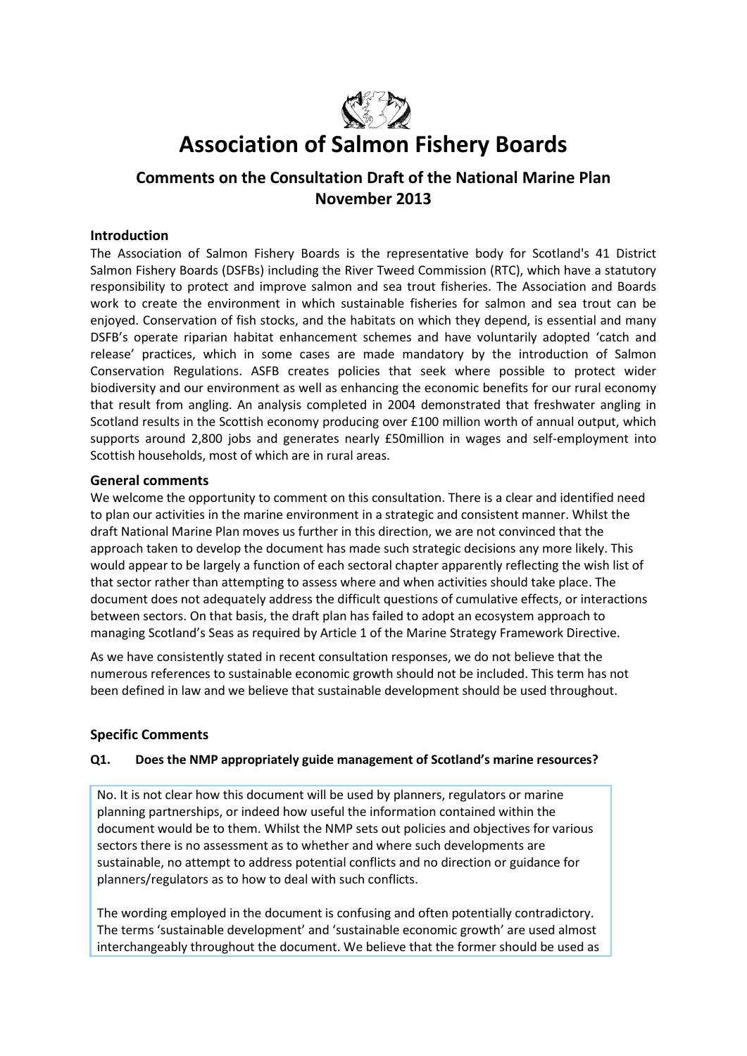# Association of Salmon Fishery Boards

## Comments on the Consultation Draft of the National Marine Plan November 2013

### Introduction

The Association of Salmon Fishery Boards is the representative body for Scotland's 41 District Salmon Fishery Boards (DSFBs) including the River Tweed Commission (RTC), which have a statutory responsibility to protect and improve salmon and sea trout fisheries. The Association and Boards work to create the environment in which sustainable fisheries for salmon and sea trout can be enjoyed. Conservation of fish stocks, and the habitats on which they depend, is essential and many DSFB's operate riparian habitat enhancement schemes and have voluntarily adopted 'catch and release' practices, which in some cases are made mandatory by the introduction of Salmon Conservation Regulations. ASFB creates policies that seek where possible to protect wider biodiversity and our environment as well as enhancing the economic benefits for our rural economy that result from angling. An analysis completed in 2004 demonstrated that freshwater angling in Scotland results in the Scottish economy producing over £100 million worth of annual output, which supports around 2,800 jobs and generates nearly £50million in wages and self-employment into Scottish households, most of which are in rural areas.

### General comments

We welcome the opportunity to comment on this consultation. There is a clear and identified need to plan our activities in the marine environment in a strategic and consistent manner. Whilst the draft National Marine Plan moves us further in this direction, we are not convinced that the approach taken to develop the document has made such strategic decisions any more likely. This would appear to be largely a function of each sectoral chapter apparently reflecting the wish list of that sector rather than attempting to assess where and when activities should take place. The document does not adequately address the difficult questions of cumulative effects, or interactions between sectors. On that basis, the draft plan has failed to adopt an ecosystem approach to managing Scotland's Seas as required by Article 1 of the Marine Strategy Framework Directive.

As we have consistently stated in recent consultation responses, we do not believe that the numerous references to sustainable economic growth should not be included. This term has not been defined in law and we believe that sustainable development should be used throughout.

### Specific Comments

#### Q1. Does the NMP appropriately guide management of Scotland's marine resources?

No. It is not clear how this document will be used by planners, regulators or marine planning partnerships, or indeed how useful the information contained within the document would be to them. Whilst the NMP sets out policies and objectives for various sectors there is no assessment as to whether and where such developments are sustainable, no attempt to address potential conflicts and no direction or guidance for planners/regulators as to how to deal with such conflicts.

The wording employed in the document is confusing and often potentially contradictory. The terms 'sustainable development' and 'sustainable economic growth' are used almost interchangeably throughout the document. We believe that the former should be used as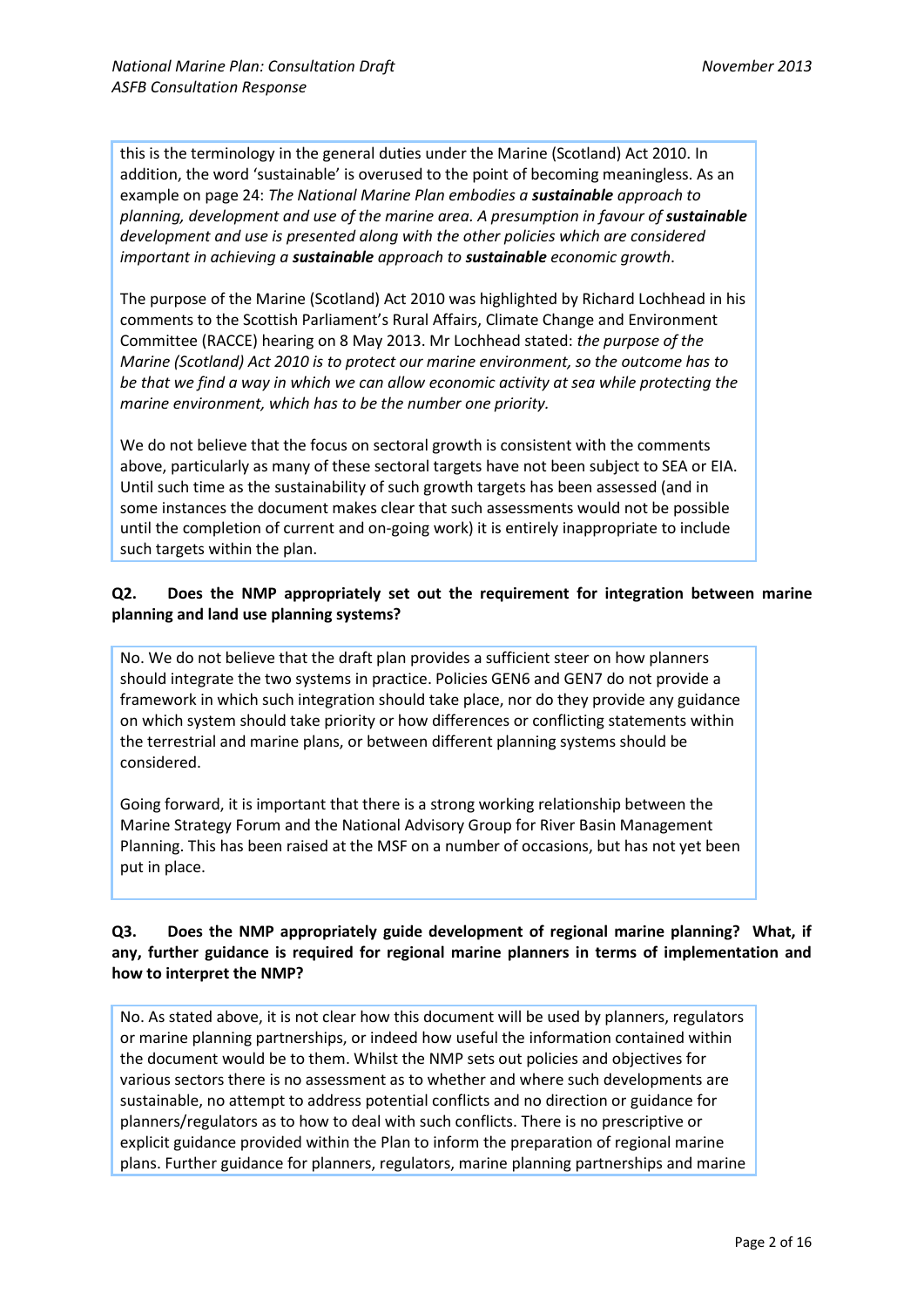this is the terminology in the general duties under the Marine (Scotland) Act 2010. In addition, the word 'sustainable' is overused to the point of becoming meaningless. As an example on page 24: *The National Marine Plan embodies a* ***sustainable*** *approach to planning, development and use of the marine area. A presumption in favour of* ***sustainable*** *development and use is presented along with the other policies which are considered important in achieving a* ***sustainable*** *approach to* ***sustainable*** *economic growth*.

The purpose of the Marine (Scotland) Act 2010 was highlighted by Richard Lochhead in his comments to the Scottish Parliament's Rural Affairs, Climate Change and Environment Committee (RACCE) hearing on 8 May 2013. Mr Lochhead stated: *the purpose of the Marine (Scotland) Act 2010 is to protect our marine environment, so the outcome has to be that we find a way in which we can allow economic activity at sea while protecting the marine environment, which has to be the number one priority.*

We do not believe that the focus on sectoral growth is consistent with the comments above, particularly as many of these sectoral targets have not been subject to SEA or EIA. Until such time as the sustainability of such growth targets has been assessed (and in some instances the document makes clear that such assessments would not be possible until the completion of current and on-going work) it is entirely inappropriate to include such targets within the plan.

**Q2. Does the NMP appropriately set out the requirement for integration between marine planning and land use planning systems?**

No. We do not believe that the draft plan provides a sufficient steer on how planners should integrate the two systems in practice. Policies GEN6 and GEN7 do not provide a framework in which such integration should take place, nor do they provide any guidance on which system should take priority or how differences or conflicting statements within the terrestrial and marine plans, or between different planning systems should be considered.

Going forward, it is important that there is a strong working relationship between the Marine Strategy Forum and the National Advisory Group for River Basin Management Planning. This has been raised at the MSF on a number of occasions, but has not yet been put in place.

**Q3. Does the NMP appropriately guide development of regional marine planning? What, if any, further guidance is required for regional marine planners in terms of implementation and how to interpret the NMP?**

No. As stated above, it is not clear how this document will be used by planners, regulators or marine planning partnerships, or indeed how useful the information contained within the document would be to them. Whilst the NMP sets out policies and objectives for various sectors there is no assessment as to whether and where such developments are sustainable, no attempt to address potential conflicts and no direction or guidance for planners/regulators as to how to deal with such conflicts. There is no prescriptive or explicit guidance provided within the Plan to inform the preparation of regional marine plans. Further guidance for planners, regulators, marine planning partnerships and marine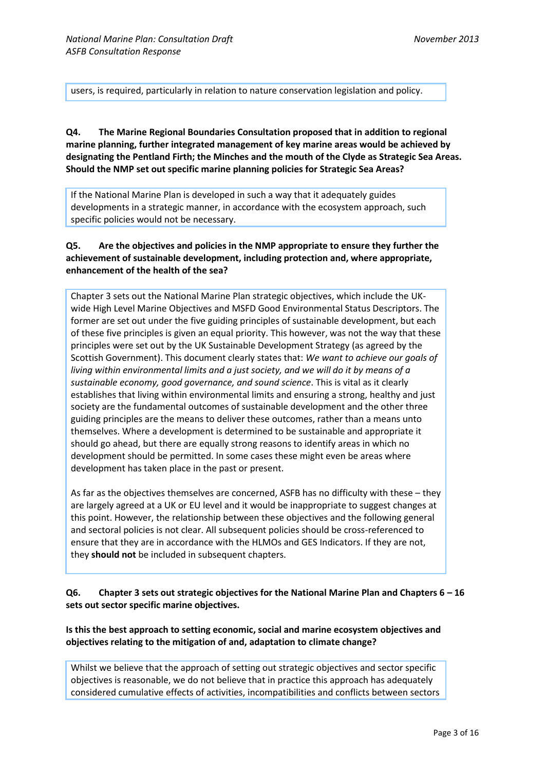users, is required, particularly in relation to nature conservation legislation and policy.

**Q4. The Marine Regional Boundaries Consultation proposed that in addition to regional marine planning, further integrated management of key marine areas would be achieved by designating the Pentland Firth; the Minches and the mouth of the Clyde as Strategic Sea Areas. Should the NMP set out specific marine planning policies for Strategic Sea Areas?**

If the National Marine Plan is developed in such a way that it adequately guides developments in a strategic manner, in accordance with the ecosystem approach, such specific policies would not be necessary.

**Q5. Are the objectives and policies in the NMP appropriate to ensure they further the achievement of sustainable development, including protection and, where appropriate, enhancement of the health of the sea?**

Chapter 3 sets out the National Marine Plan strategic objectives, which include the UK-wide High Level Marine Objectives and MSFD Good Environmental Status Descriptors. The former are set out under the five guiding principles of sustainable development, but each of these five principles is given an equal priority. This however, was not the way that these principles were set out by the UK Sustainable Development Strategy (as agreed by the Scottish Government). This document clearly states that: *We want to achieve our goals of living within environmental limits and a just society, and we will do it by means of a sustainable economy, good governance, and sound science*. This is vital as it clearly establishes that living within environmental limits and ensuring a strong, healthy and just society are the fundamental outcomes of sustainable development and the other three guiding principles are the means to deliver these outcomes, rather than a means unto themselves. Where a development is determined to be sustainable and appropriate it should go ahead, but there are equally strong reasons to identify areas in which no development should be permitted. In some cases these might even be areas where development has taken place in the past or present.

As far as the objectives themselves are concerned, ASFB has no difficulty with these – they are largely agreed at a UK or EU level and it would be inappropriate to suggest changes at this point. However, the relationship between these objectives and the following general and sectoral policies is not clear. All subsequent policies should be cross-referenced to ensure that they are in accordance with the HLMOs and GES Indicators. If they are not, they **should not** be included in subsequent chapters.

**Q6. Chapter 3 sets out strategic objectives for the National Marine Plan and Chapters 6 – 16 sets out sector specific marine objectives.**

**Is this the best approach to setting economic, social and marine ecosystem objectives and objectives relating to the mitigation of and, adaptation to climate change?**

Whilst we believe that the approach of setting out strategic objectives and sector specific objectives is reasonable, we do not believe that in practice this approach has adequately considered cumulative effects of activities, incompatibilities and conflicts between sectors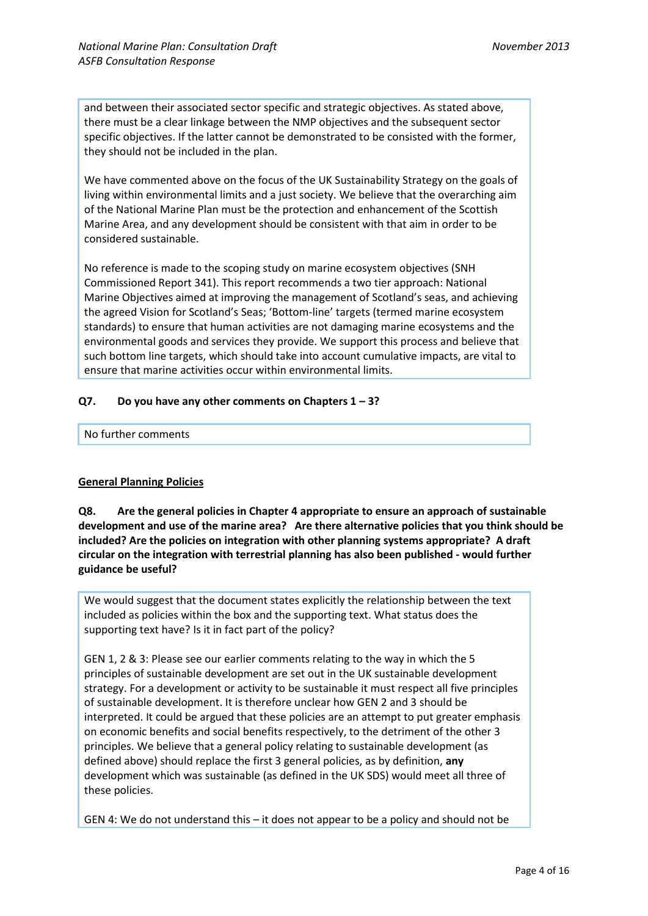and between their associated sector specific and strategic objectives. As stated above, there must be a clear linkage between the NMP objectives and the subsequent sector specific objectives. If the latter cannot be demonstrated to be consisted with the former, they should not be included in the plan.

We have commented above on the focus of the UK Sustainability Strategy on the goals of living within environmental limits and a just society. We believe that the overarching aim of the National Marine Plan must be the protection and enhancement of the Scottish Marine Area, and any development should be consistent with that aim in order to be considered sustainable.

No reference is made to the scoping study on marine ecosystem objectives (SNH Commissioned Report 341). This report recommends a two tier approach: National Marine Objectives aimed at improving the management of Scotland's seas, and achieving the agreed Vision for Scotland's Seas; 'Bottom-line' targets (termed marine ecosystem standards) to ensure that human activities are not damaging marine ecosystems and the environmental goods and services they provide. We support this process and believe that such bottom line targets, which should take into account cumulative impacts, are vital to ensure that marine activities occur within environmental limits.

**Q7. Do you have any other comments on Chapters 1 – 3?**

No further comments

**General Planning Policies**

**Q8. Are the general policies in Chapter 4 appropriate to ensure an approach of sustainable development and use of the marine area? Are there alternative policies that you think should be included? Are the policies on integration with other planning systems appropriate? A draft circular on the integration with terrestrial planning has also been published - would further guidance be useful?**

We would suggest that the document states explicitly the relationship between the text included as policies within the box and the supporting text. What status does the supporting text have? Is it in fact part of the policy?

GEN 1, 2 & 3: Please see our earlier comments relating to the way in which the 5 principles of sustainable development are set out in the UK sustainable development strategy. For a development or activity to be sustainable it must respect all five principles of sustainable development. It is therefore unclear how GEN 2 and 3 should be interpreted. It could be argued that these policies are an attempt to put greater emphasis on economic benefits and social benefits respectively, to the detriment of the other 3 principles. We believe that a general policy relating to sustainable development (as defined above) should replace the first 3 general policies, as by definition, **any** development which was sustainable (as defined in the UK SDS) would meet all three of these policies.

GEN 4: We do not understand this – it does not appear to be a policy and should not be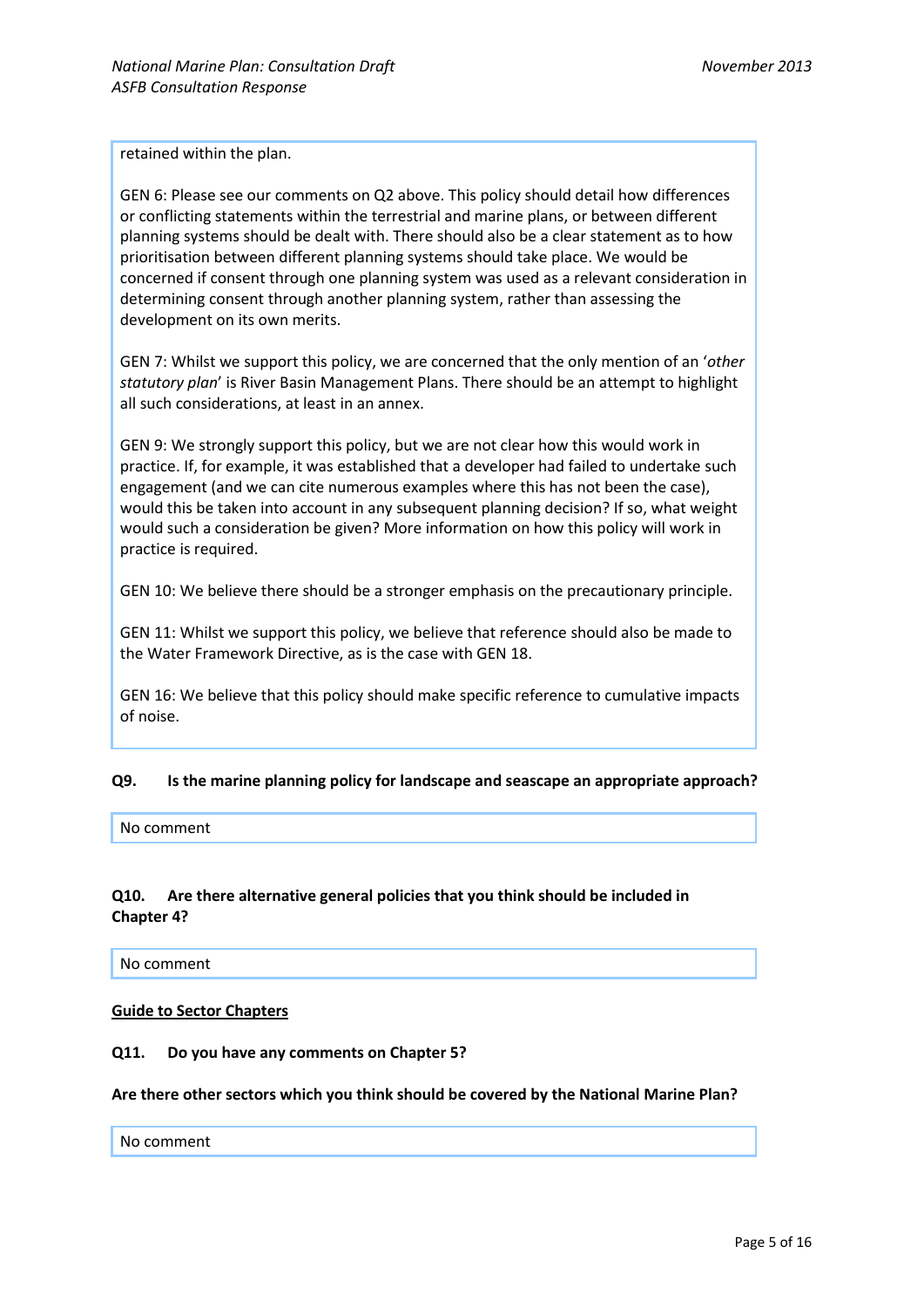retained within the plan.

GEN 6: Please see our comments on Q2 above. This policy should detail how differences or conflicting statements within the terrestrial and marine plans, or between different planning systems should be dealt with. There should also be a clear statement as to how prioritisation between different planning systems should take place. We would be concerned if consent through one planning system was used as a relevant consideration in determining consent through another planning system, rather than assessing the development on its own merits.

GEN 7: Whilst we support this policy, we are concerned that the only mention of an '*other statutory plan*' is River Basin Management Plans. There should be an attempt to highlight all such considerations, at least in an annex.

GEN 9: We strongly support this policy, but we are not clear how this would work in practice. If, for example, it was established that a developer had failed to undertake such engagement (and we can cite numerous examples where this has not been the case), would this be taken into account in any subsequent planning decision? If so, what weight would such a consideration be given? More information on how this policy will work in practice is required.

GEN 10: We believe there should be a stronger emphasis on the precautionary principle.

GEN 11: Whilst we support this policy, we believe that reference should also be made to the Water Framework Directive, as is the case with GEN 18.

GEN 16: We believe that this policy should make specific reference to cumulative impacts of noise.

**Q9. Is the marine planning policy for landscape and seascape an appropriate approach?**

No comment

**Q10. Are there alternative general policies that you think should be included in Chapter 4?**

No comment

**<u>Guide to Sector Chapters</u>**

**Q11. Do you have any comments on Chapter 5?**

**Are there other sectors which you think should be covered by the National Marine Plan?**

No comment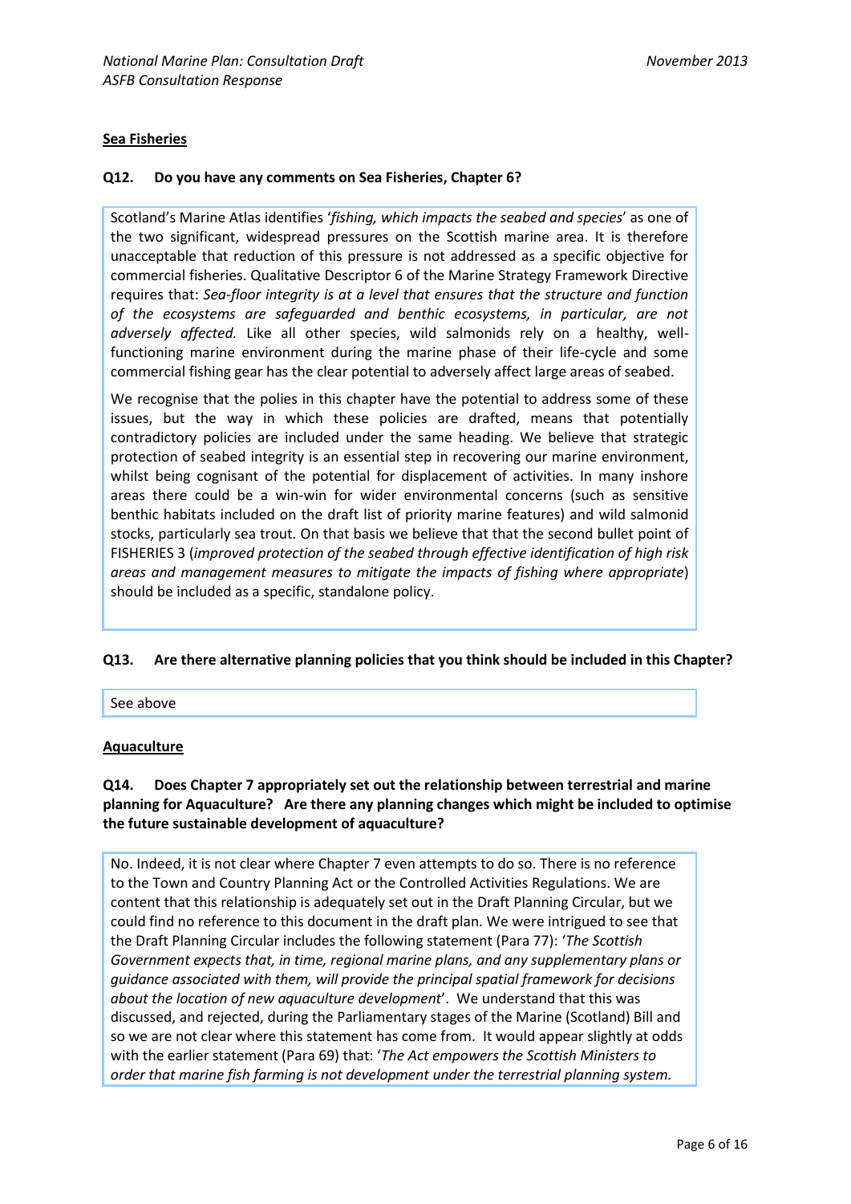**Sea Fisheries**

**Q12. Do you have any comments on Sea Fisheries, Chapter 6?**

Scotland's Marine Atlas identifies '*fishing, which impacts the seabed and species*' as one of the two significant, widespread pressures on the Scottish marine area. It is therefore unacceptable that reduction of this pressure is not addressed as a specific objective for commercial fisheries. Qualitative Descriptor 6 of the Marine Strategy Framework Directive requires that: *Sea-floor integrity is at a level that ensures that the structure and function of the ecosystems are safeguarded and benthic ecosystems, in particular, are not adversely affected.* Like all other species, wild salmonids rely on a healthy, well-functioning marine environment during the marine phase of their life-cycle and some commercial fishing gear has the clear potential to adversely affect large areas of seabed.

We recognise that the polies in this chapter have the potential to address some of these issues, but the way in which these policies are drafted, means that potentially contradictory policies are included under the same heading. We believe that strategic protection of seabed integrity is an essential step in recovering our marine environment, whilst being cognisant of the potential for displacement of activities. In many inshore areas there could be a win-win for wider environmental concerns (such as sensitive benthic habitats included on the draft list of priority marine features) and wild salmonid stocks, particularly sea trout. On that basis we believe that that the second bullet point of FISHERIES 3 (*improved protection of the seabed through effective identification of high risk areas and management measures to mitigate the impacts of fishing where appropriate*) should be included as a specific, standalone policy.

**Q13. Are there alternative planning policies that you think should be included in this Chapter?**

See above

**Aquaculture**

**Q14. Does Chapter 7 appropriately set out the relationship between terrestrial and marine planning for Aquaculture? Are there any planning changes which might be included to optimise the future sustainable development of aquaculture?**

No. Indeed, it is not clear where Chapter 7 even attempts to do so. There is no reference to the Town and Country Planning Act or the Controlled Activities Regulations. We are content that this relationship is adequately set out in the Draft Planning Circular, but we could find no reference to this document in the draft plan. We were intrigued to see that the Draft Planning Circular includes the following statement (Para 77): '*The Scottish Government expects that, in time, regional marine plans, and any supplementary plans or guidance associated with them, will provide the principal spatial framework for decisions about the location of new aquaculture development*'. We understand that this was discussed, and rejected, during the Parliamentary stages of the Marine (Scotland) Bill and so we are not clear where this statement has come from. It would appear slightly at odds with the earlier statement (Para 69) that: '*The Act empowers the Scottish Ministers to order that marine fish farming is not development under the terrestrial planning system.*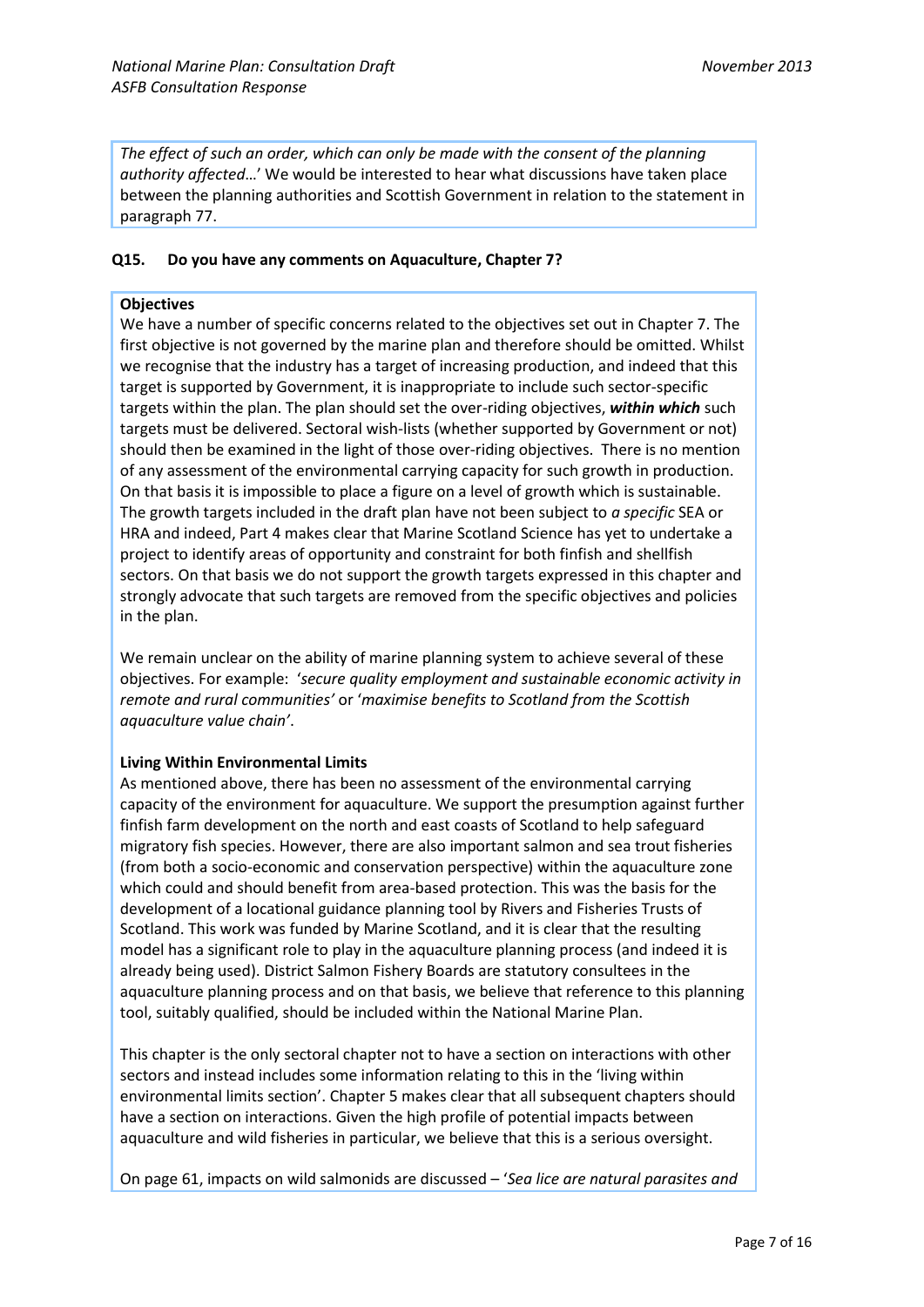*The effect of such an order, which can only be made with the consent of the planning authority affected…*' We would be interested to hear what discussions have taken place between the planning authorities and Scottish Government in relation to the statement in paragraph 77.

**Q15. Do you have any comments on Aquaculture, Chapter 7?**

**Objectives**

We have a number of specific concerns related to the objectives set out in Chapter 7. The first objective is not governed by the marine plan and therefore should be omitted. Whilst we recognise that the industry has a target of increasing production, and indeed that this target is supported by Government, it is inappropriate to include such sector-specific targets within the plan. The plan should set the over-riding objectives, ***within which*** such targets must be delivered. Sectoral wish-lists (whether supported by Government or not) should then be examined in the light of those over-riding objectives. There is no mention of any assessment of the environmental carrying capacity for such growth in production. On that basis it is impossible to place a figure on a level of growth which is sustainable. The growth targets included in the draft plan have not been subject to *a specific* SEA or HRA and indeed, Part 4 makes clear that Marine Scotland Science has yet to undertake a project to identify areas of opportunity and constraint for both finfish and shellfish sectors. On that basis we do not support the growth targets expressed in this chapter and strongly advocate that such targets are removed from the specific objectives and policies in the plan.

We remain unclear on the ability of marine planning system to achieve several of these objectives. For example: '*secure quality employment and sustainable economic activity in remote and rural communities'* or '*maximise benefits to Scotland from the Scottish aquaculture value chain'*.

**Living Within Environmental Limits**

As mentioned above, there has been no assessment of the environmental carrying capacity of the environment for aquaculture. We support the presumption against further finfish farm development on the north and east coasts of Scotland to help safeguard migratory fish species. However, there are also important salmon and sea trout fisheries (from both a socio-economic and conservation perspective) within the aquaculture zone which could and should benefit from area-based protection. This was the basis for the development of a locational guidance planning tool by Rivers and Fisheries Trusts of Scotland. This work was funded by Marine Scotland, and it is clear that the resulting model has a significant role to play in the aquaculture planning process (and indeed it is already being used). District Salmon Fishery Boards are statutory consultees in the aquaculture planning process and on that basis, we believe that reference to this planning tool, suitably qualified, should be included within the National Marine Plan.

This chapter is the only sectoral chapter not to have a section on interactions with other sectors and instead includes some information relating to this in the 'living within environmental limits section'. Chapter 5 makes clear that all subsequent chapters should have a section on interactions. Given the high profile of potential impacts between aquaculture and wild fisheries in particular, we believe that this is a serious oversight.

On page 61, impacts on wild salmonids are discussed – '*Sea lice are natural parasites and*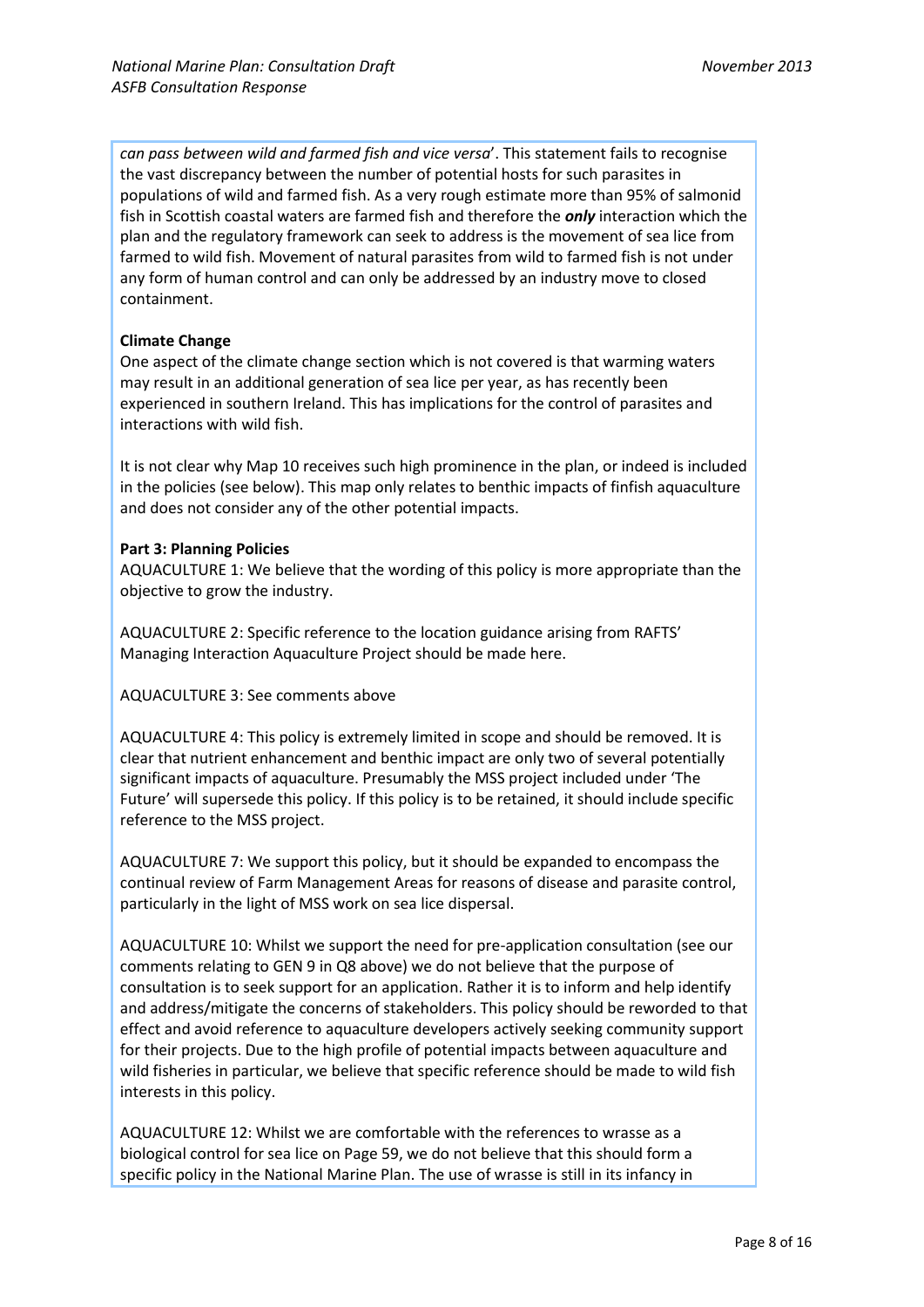*can pass between wild and farmed fish and vice versa*'. This statement fails to recognise the vast discrepancy between the number of potential hosts for such parasites in populations of wild and farmed fish. As a very rough estimate more than 95% of salmonid fish in Scottish coastal waters are farmed fish and therefore the ***only*** interaction which the plan and the regulatory framework can seek to address is the movement of sea lice from farmed to wild fish. Movement of natural parasites from wild to farmed fish is not under any form of human control and can only be addressed by an industry move to closed containment.

**Climate Change**

One aspect of the climate change section which is not covered is that warming waters may result in an additional generation of sea lice per year, as has recently been experienced in southern Ireland. This has implications for the control of parasites and interactions with wild fish.

It is not clear why Map 10 receives such high prominence in the plan, or indeed is included in the policies (see below). This map only relates to benthic impacts of finfish aquaculture and does not consider any of the other potential impacts.

**Part 3: Planning Policies**

AQUACULTURE 1: We believe that the wording of this policy is more appropriate than the objective to grow the industry.

AQUACULTURE 2: Specific reference to the location guidance arising from RAFTS' Managing Interaction Aquaculture Project should be made here.

AQUACULTURE 3: See comments above

AQUACULTURE 4: This policy is extremely limited in scope and should be removed. It is clear that nutrient enhancement and benthic impact are only two of several potentially significant impacts of aquaculture. Presumably the MSS project included under 'The Future' will supersede this policy. If this policy is to be retained, it should include specific reference to the MSS project.

AQUACULTURE 7: We support this policy, but it should be expanded to encompass the continual review of Farm Management Areas for reasons of disease and parasite control, particularly in the light of MSS work on sea lice dispersal.

AQUACULTURE 10: Whilst we support the need for pre-application consultation (see our comments relating to GEN 9 in Q8 above) we do not believe that the purpose of consultation is to seek support for an application. Rather it is to inform and help identify and address/mitigate the concerns of stakeholders. This policy should be reworded to that effect and avoid reference to aquaculture developers actively seeking community support for their projects. Due to the high profile of potential impacts between aquaculture and wild fisheries in particular, we believe that specific reference should be made to wild fish interests in this policy.

AQUACULTURE 12: Whilst we are comfortable with the references to wrasse as a biological control for sea lice on Page 59, we do not believe that this should form a specific policy in the National Marine Plan. The use of wrasse is still in its infancy in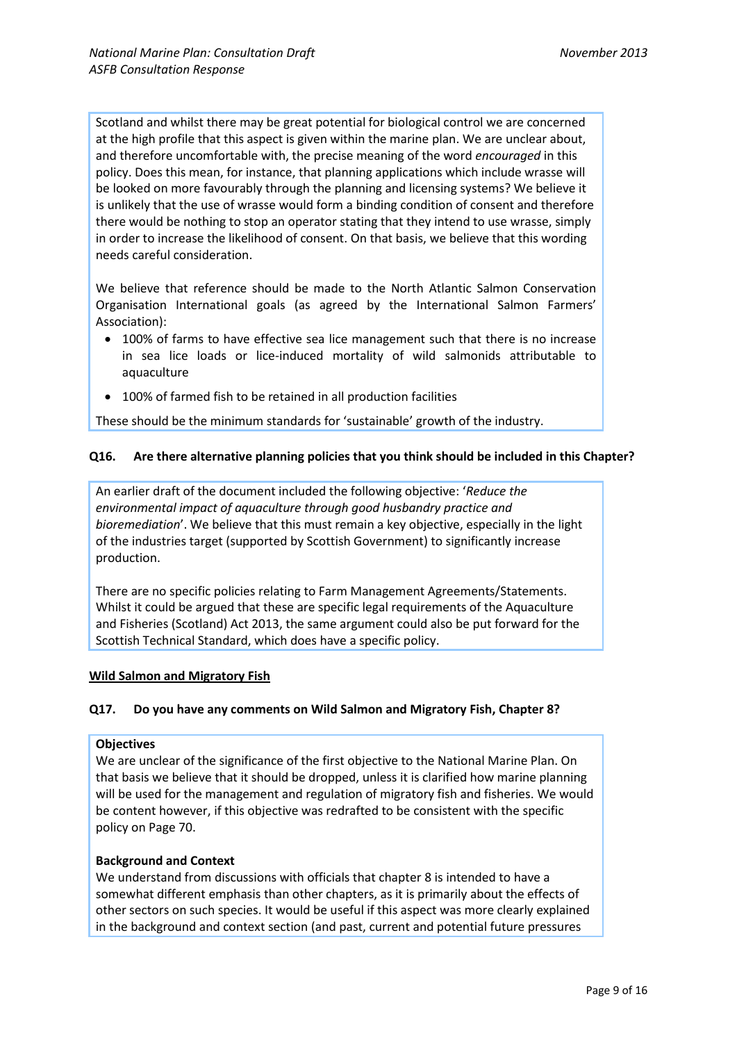Scotland and whilst there may be great potential for biological control we are concerned at the high profile that this aspect is given within the marine plan. We are unclear about, and therefore uncomfortable with, the precise meaning of the word *encouraged* in this policy. Does this mean, for instance, that planning applications which include wrasse will be looked on more favourably through the planning and licensing systems? We believe it is unlikely that the use of wrasse would form a binding condition of consent and therefore there would be nothing to stop an operator stating that they intend to use wrasse, simply in order to increase the likelihood of consent. On that basis, we believe that this wording needs careful consideration.

We believe that reference should be made to the North Atlantic Salmon Conservation Organisation International goals (as agreed by the International Salmon Farmers' Association):

- 100% of farms to have effective sea lice management such that there is no increase in sea lice loads or lice-induced mortality of wild salmonids attributable to aquaculture
- 100% of farmed fish to be retained in all production facilities

These should be the minimum standards for 'sustainable' growth of the industry.

**Q16. Are there alternative planning policies that you think should be included in this Chapter?**

An earlier draft of the document included the following objective: '*Reduce the environmental impact of aquaculture through good husbandry practice and bioremediation*'. We believe that this must remain a key objective, especially in the light of the industries target (supported by Scottish Government) to significantly increase production.

There are no specific policies relating to Farm Management Agreements/Statements. Whilst it could be argued that these are specific legal requirements of the Aquaculture and Fisheries (Scotland) Act 2013, the same argument could also be put forward for the Scottish Technical Standard, which does have a specific policy.

## Wild Salmon and Migratory Fish

**Q17. Do you have any comments on Wild Salmon and Migratory Fish, Chapter 8?**

**Objectives**
We are unclear of the significance of the first objective to the National Marine Plan. On that basis we believe that it should be dropped, unless it is clarified how marine planning will be used for the management and regulation of migratory fish and fisheries. We would be content however, if this objective was redrafted to be consistent with the specific policy on Page 70.

**Background and Context**
We understand from discussions with officials that chapter 8 is intended to have a somewhat different emphasis than other chapters, as it is primarily about the effects of other sectors on such species. It would be useful if this aspect was more clearly explained in the background and context section (and past, current and potential future pressures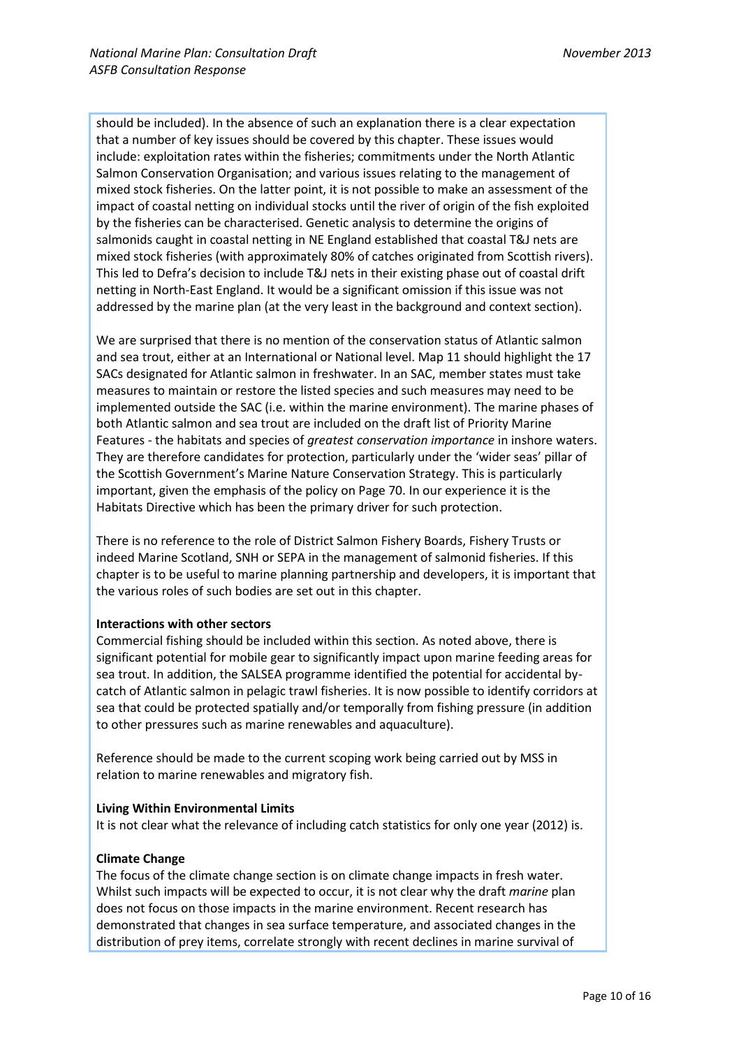should be included). In the absence of such an explanation there is a clear expectation that a number of key issues should be covered by this chapter. These issues would include: exploitation rates within the fisheries; commitments under the North Atlantic Salmon Conservation Organisation; and various issues relating to the management of mixed stock fisheries. On the latter point, it is not possible to make an assessment of the impact of coastal netting on individual stocks until the river of origin of the fish exploited by the fisheries can be characterised. Genetic analysis to determine the origins of salmonids caught in coastal netting in NE England established that coastal T&J nets are mixed stock fisheries (with approximately 80% of catches originated from Scottish rivers). This led to Defra's decision to include T&J nets in their existing phase out of coastal drift netting in North-East England. It would be a significant omission if this issue was not addressed by the marine plan (at the very least in the background and context section).

We are surprised that there is no mention of the conservation status of Atlantic salmon and sea trout, either at an International or National level. Map 11 should highlight the 17 SACs designated for Atlantic salmon in freshwater. In an SAC, member states must take measures to maintain or restore the listed species and such measures may need to be implemented outside the SAC (i.e. within the marine environment). The marine phases of both Atlantic salmon and sea trout are included on the draft list of Priority Marine Features - the habitats and species of *greatest conservation importance* in inshore waters. They are therefore candidates for protection, particularly under the 'wider seas' pillar of the Scottish Government's Marine Nature Conservation Strategy. This is particularly important, given the emphasis of the policy on Page 70. In our experience it is the Habitats Directive which has been the primary driver for such protection.

There is no reference to the role of District Salmon Fishery Boards, Fishery Trusts or indeed Marine Scotland, SNH or SEPA in the management of salmonid fisheries. If this chapter is to be useful to marine planning partnership and developers, it is important that the various roles of such bodies are set out in this chapter.

**Interactions with other sectors**

Commercial fishing should be included within this section. As noted above, there is significant potential for mobile gear to significantly impact upon marine feeding areas for sea trout. In addition, the SALSEA programme identified the potential for accidental by-catch of Atlantic salmon in pelagic trawl fisheries. It is now possible to identify corridors at sea that could be protected spatially and/or temporally from fishing pressure (in addition to other pressures such as marine renewables and aquaculture).

Reference should be made to the current scoping work being carried out by MSS in relation to marine renewables and migratory fish.

**Living Within Environmental Limits**

It is not clear what the relevance of including catch statistics for only one year (2012) is.

**Climate Change**

The focus of the climate change section is on climate change impacts in fresh water. Whilst such impacts will be expected to occur, it is not clear why the draft *marine* plan does not focus on those impacts in the marine environment. Recent research has demonstrated that changes in sea surface temperature, and associated changes in the distribution of prey items, correlate strongly with recent declines in marine survival of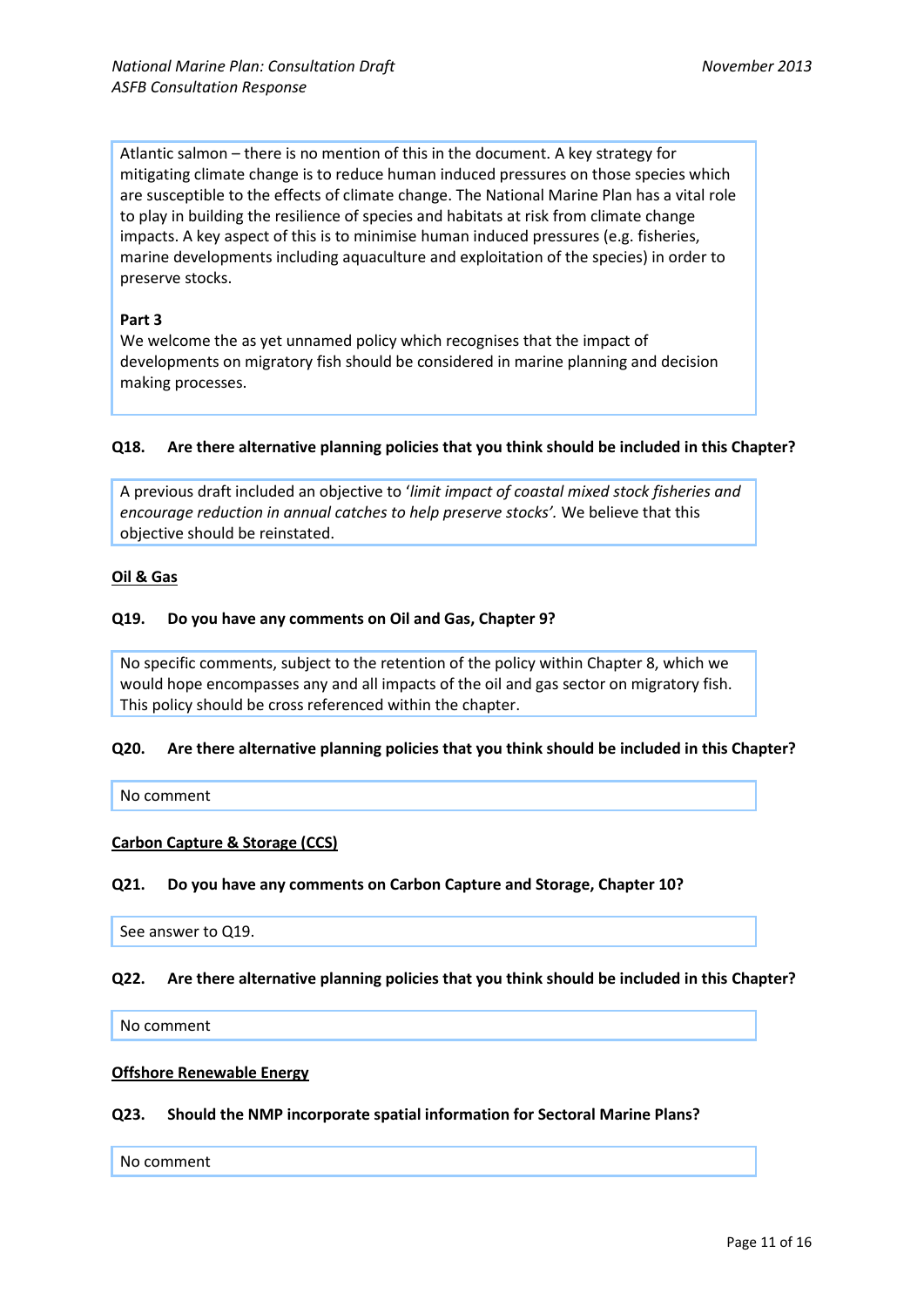Atlantic salmon – there is no mention of this in the document. A key strategy for mitigating climate change is to reduce human induced pressures on those species which are susceptible to the effects of climate change. The National Marine Plan has a vital role to play in building the resilience of species and habitats at risk from climate change impacts. A key aspect of this is to minimise human induced pressures (e.g. fisheries, marine developments including aquaculture and exploitation of the species) in order to preserve stocks.

**Part 3**
We welcome the as yet unnamed policy which recognises that the impact of developments on migratory fish should be considered in marine planning and decision making processes.

**Q18. Are there alternative planning policies that you think should be included in this Chapter?**

A previous draft included an objective to '*limit impact of coastal mixed stock fisheries and encourage reduction in annual catches to help preserve stocks'.* We believe that this objective should be reinstated.

**Oil & Gas**

**Q19. Do you have any comments on Oil and Gas, Chapter 9?**

No specific comments, subject to the retention of the policy within Chapter 8, which we would hope encompasses any and all impacts of the oil and gas sector on migratory fish. This policy should be cross referenced within the chapter.

**Q20. Are there alternative planning policies that you think should be included in this Chapter?**

No comment

**Carbon Capture & Storage (CCS)**

**Q21. Do you have any comments on Carbon Capture and Storage, Chapter 10?**

See answer to Q19.

**Q22. Are there alternative planning policies that you think should be included in this Chapter?**

No comment

**Offshore Renewable Energy**

**Q23. Should the NMP incorporate spatial information for Sectoral Marine Plans?**

No comment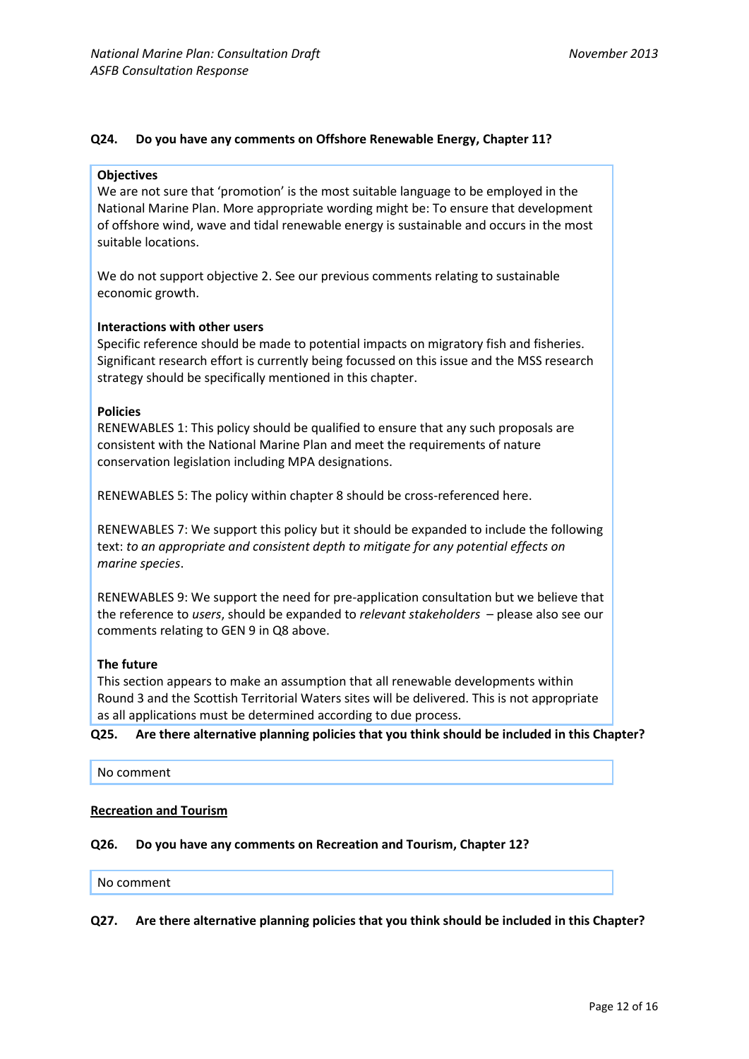**Q24. Do you have any comments on Offshore Renewable Energy, Chapter 11?**

**Objectives**
We are not sure that 'promotion' is the most suitable language to be employed in the National Marine Plan. More appropriate wording might be: To ensure that development of offshore wind, wave and tidal renewable energy is sustainable and occurs in the most suitable locations.

We do not support objective 2. See our previous comments relating to sustainable economic growth.

**Interactions with other users**
Specific reference should be made to potential impacts on migratory fish and fisheries. Significant research effort is currently being focussed on this issue and the MSS research strategy should be specifically mentioned in this chapter.

**Policies**
RENEWABLES 1: This policy should be qualified to ensure that any such proposals are consistent with the National Marine Plan and meet the requirements of nature conservation legislation including MPA designations.

RENEWABLES 5: The policy within chapter 8 should be cross-referenced here.

RENEWABLES 7: We support this policy but it should be expanded to include the following text: *to an appropriate and consistent depth to mitigate for any potential effects on marine species*.

RENEWABLES 9: We support the need for pre-application consultation but we believe that the reference to *users*, should be expanded to *relevant stakeholders* – please also see our comments relating to GEN 9 in Q8 above.

**The future**
This section appears to make an assumption that all renewable developments within Round 3 and the Scottish Territorial Waters sites will be delivered. This is not appropriate as all applications must be determined according to due process.

**Q25. Are there alternative planning policies that you think should be included in this Chapter?**

No comment

**<u>Recreation and Tourism</u>**

**Q26. Do you have any comments on Recreation and Tourism, Chapter 12?**

No comment

**Q27. Are there alternative planning policies that you think should be included in this Chapter?**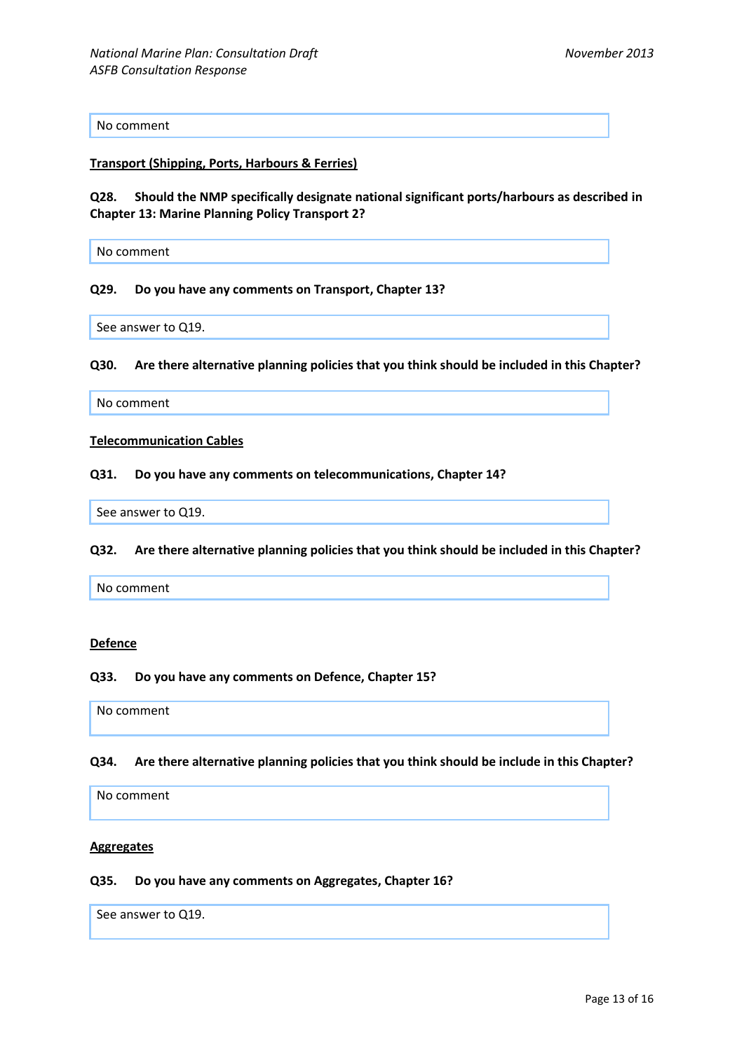No comment

**Transport (Shipping, Ports, Harbours & Ferries)**

**Q28. Should the NMP specifically designate national significant ports/harbours as described in Chapter 13: Marine Planning Policy Transport 2?**

No comment

**Q29. Do you have any comments on Transport, Chapter 13?**

See answer to Q19.

**Q30. Are there alternative planning policies that you think should be included in this Chapter?**

No comment

**Telecommunication Cables**

**Q31. Do you have any comments on telecommunications, Chapter 14?**

See answer to Q19.

**Q32. Are there alternative planning policies that you think should be included in this Chapter?**

No comment

**Defence**

**Q33. Do you have any comments on Defence, Chapter 15?**

No comment

**Q34. Are there alternative planning policies that you think should be include in this Chapter?**

No comment

**Aggregates**

**Q35. Do you have any comments on Aggregates, Chapter 16?**

See answer to Q19.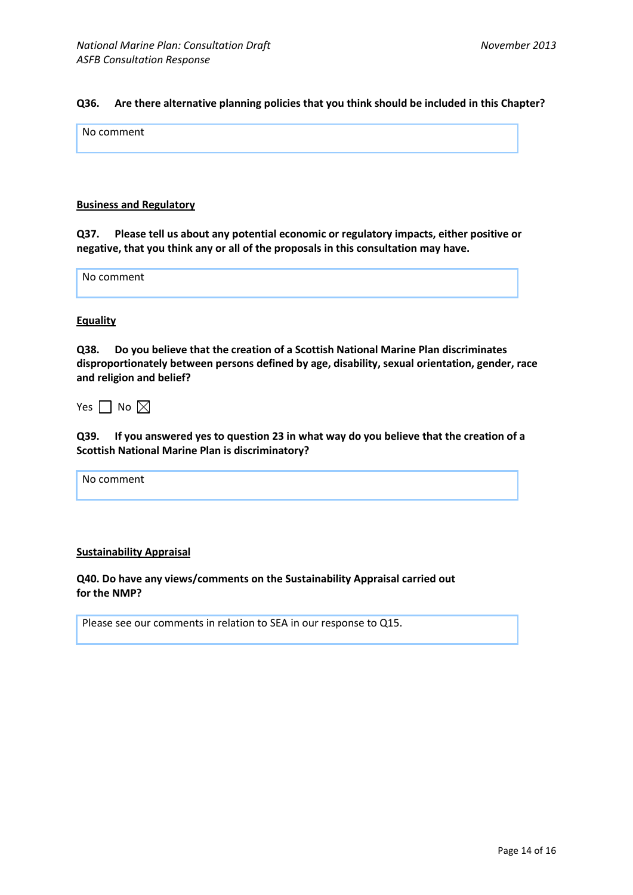**Q36. Are there alternative planning policies that you think should be included in this Chapter?**

| No comment |
|---|

**<u>Business and Regulatory</u>**

**Q37. Please tell us about any potential economic or regulatory impacts, either positive or negative, that you think any or all of the proposals in this consultation may have.**

| No comment |
|---|

**<u>Equality</u>**

**Q38. Do you believe that the creation of a Scottish National Marine Plan discriminates disproportionately between persons defined by age, disability, sexual orientation, gender, race and religion and belief?**

Yes ☐ No ☒

**Q39. If you answered yes to question 23 in what way do you believe that the creation of a Scottish National Marine Plan is discriminatory?**

| No comment |
|---|

**<u>Sustainability Appraisal</u>**

**Q40. Do have any views/comments on the Sustainability Appraisal carried out for the NMP?**

| Please see our comments in relation to SEA in our response to Q15. |
|---|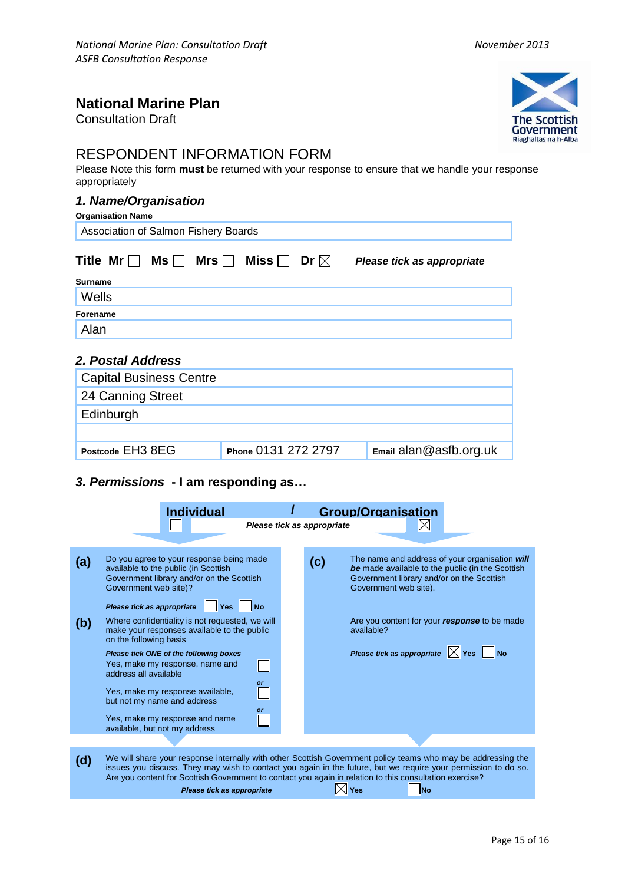# National Marine Plan

Consultation Draft

## RESPONDENT INFORMATION FORM

Please Note this form **must** be returned with your response to ensure that we handle your response appropriately

### *1. Name/Organisation*

**Organisation Name**

Association of Salmon Fishery Boards

**Title** Mr ☐ Ms ☐ Mrs ☐ Miss ☐ Dr ☒ *Please tick as appropriate*

**Surname**

Wells

**Forename**

Alan

### *2. Postal Address*

Capital Business Centre
24 Canning Street
Edinburgh

| Postcode EH3 8EG | Phone 0131 272 2797 | Email alan@asfb.org.uk |
|---|---|---|

### *3. Permissions* - I am responding as…

**Individual** ☐ / **Group/Organisation** ☒

*Please tick as appropriate*

**(a)** Do you agree to your response being made available to the public (in Scottish Government library and/or on the Scottish Government web site)?

*Please tick as appropriate* ☐ Yes ☐ No

**(b)** Where confidentiality is not requested, we will make your responses available to the public on the following basis

*Please tick ONE of the following boxes*

Yes, make my response, name and address all available ☐

*or*

Yes, make my response available, but not my name and address ☐

*or*

Yes, make my response and name available, but not my address ☐

**(c)** The name and address of your organisation ***will be*** made available to the public (in the Scottish Government library and/or on the Scottish Government web site).

Are you content for your ***response*** to be made available?

*Please tick as appropriate* ☒ Yes ☐ No

**(d)** We will share your response internally with other Scottish Government policy teams who may be addressing the issues you discuss. They may wish to contact you again in the future, but we require your permission to do so. Are you content for Scottish Government to contact you again in relation to this consultation exercise?

*Please tick as appropriate* ☒ Yes ☐ No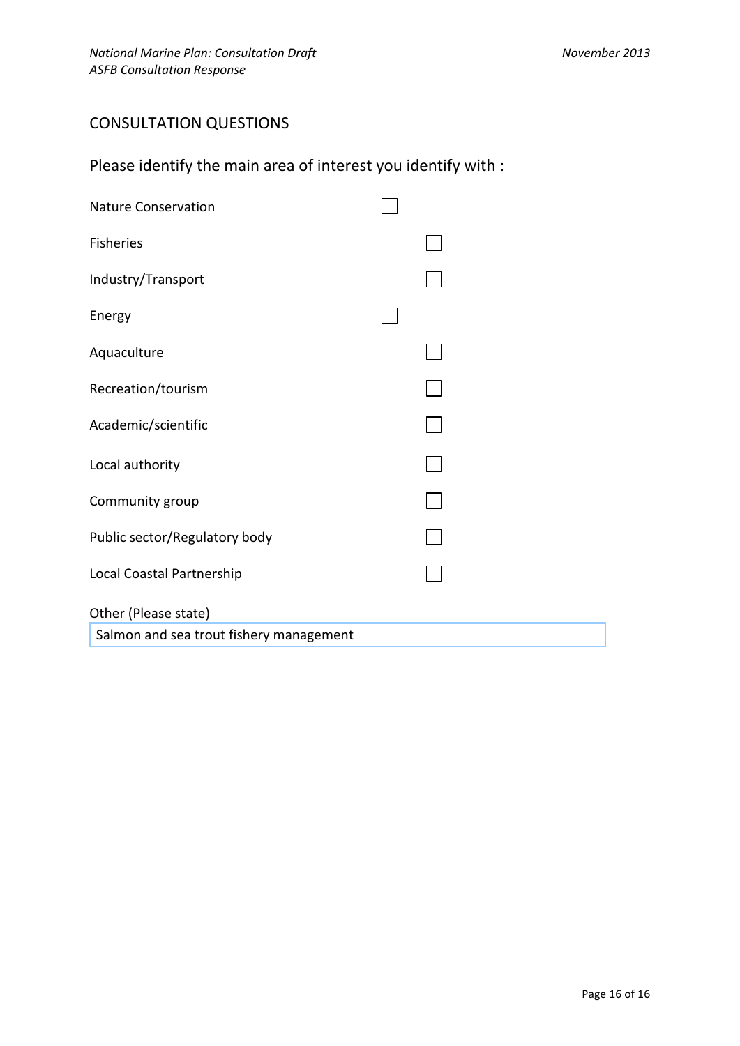## CONSULTATION QUESTIONS

### Please identify the main area of interest you identify with :

- [ ] Nature Conservation
- [ ] Fisheries
- [ ] Industry/Transport
- [ ] Energy
- [ ] Aquaculture
- [ ] Recreation/tourism
- [ ] Academic/scientific
- [ ] Local authority
- [ ] Community group
- [ ] Public sector/Regulatory body
- [ ] Local Coastal Partnership

Other (Please state)

Salmon and sea trout fishery management